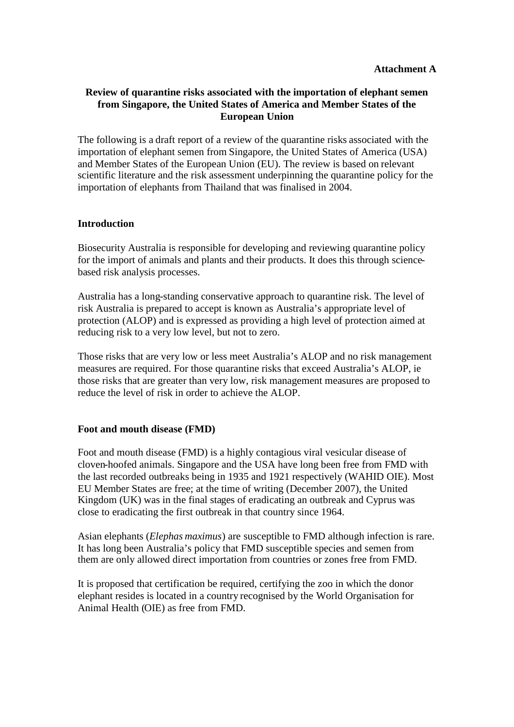**Attachment A**

# Review of quarantine risks associated with the importation of elephant semen from Singapore, the United States of America and Member States of the European Union

The following is a draft report of a review of the quarantine risks associated with the importation of elephant semen from Singapore, the United States of America (USA) and Member States of the European Union (EU). The review is based on relevant scientific literature and the risk assessment underpinning the quarantine policy for the importation of elephants from Thailand that was finalised in 2004.

## Introduction

Biosecurity Australia is responsible for developing and reviewing quarantine policy for the import of animals and plants and their products. It does this through science-based risk analysis processes.

Australia has a long-standing conservative approach to quarantine risk. The level of risk Australia is prepared to accept is known as Australia's appropriate level of protection (ALOP) and is expressed as providing a high level of protection aimed at reducing risk to a very low level, but not to zero.

Those risks that are very low or less meet Australia's ALOP and no risk management measures are required. For those quarantine risks that exceed Australia's ALOP, ie those risks that are greater than very low, risk management measures are proposed to reduce the level of risk in order to achieve the ALOP.

## Foot and mouth disease (FMD)

Foot and mouth disease (FMD) is a highly contagious viral vesicular disease of cloven-hoofed animals. Singapore and the USA have long been free from FMD with the last recorded outbreaks being in 1935 and 1921 respectively (WAHID OIE). Most EU Member States are free; at the time of writing (December 2007), the United Kingdom (UK) was in the final stages of eradicating an outbreak and Cyprus was close to eradicating the first outbreak in that country since 1964.

Asian elephants (*Elephas maximus*) are susceptible to FMD although infection is rare. It has long been Australia's policy that FMD susceptible species and semen from them are only allowed direct importation from countries or zones free from FMD.

It is proposed that certification be required, certifying the zoo in which the donor elephant resides is located in a country recognised by the World Organisation for Animal Health (OIE) as free from FMD.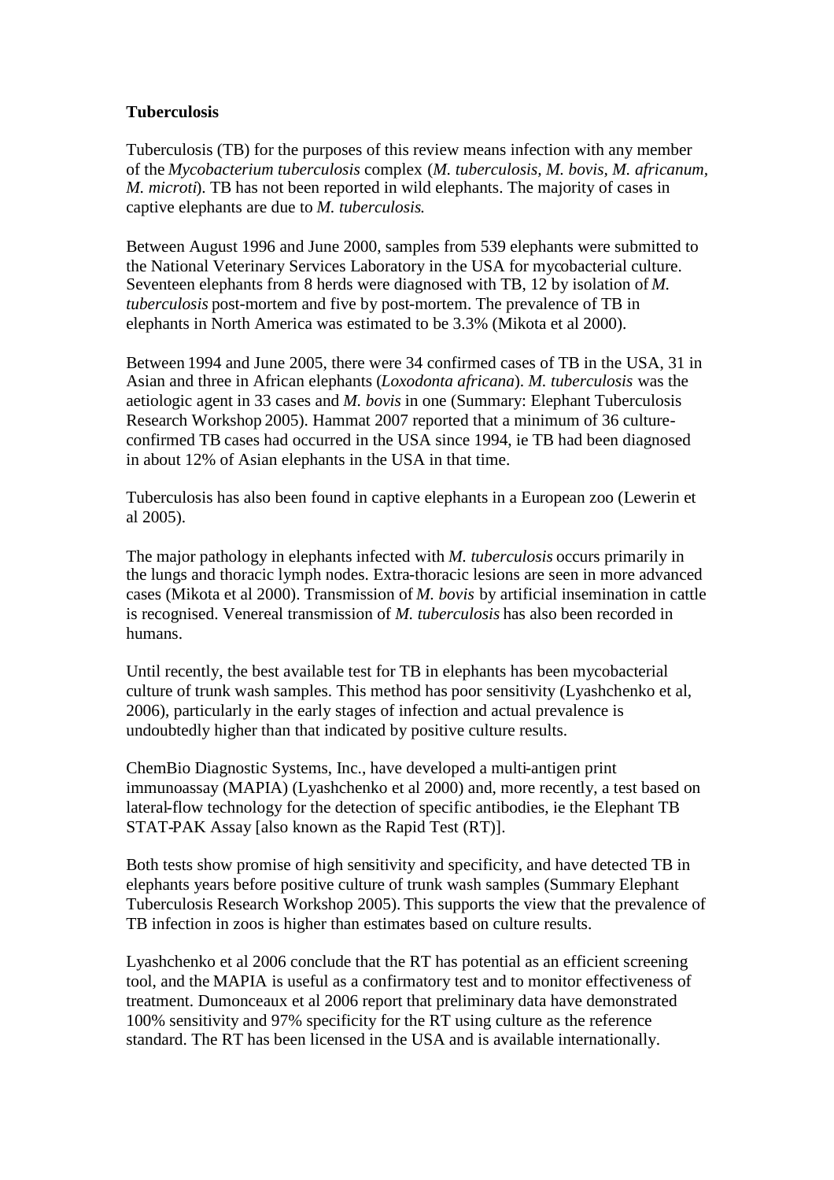**Tuberculosis**

Tuberculosis (TB) for the purposes of this review means infection with any member of the *Mycobacterium tuberculosis* complex (*M. tuberculosis*, *M. bovis*, *M. africanum*, *M. microti*). TB has not been reported in wild elephants. The majority of cases in captive elephants are due to *M. tuberculosis*.

Between August 1996 and June 2000, samples from 539 elephants were submitted to the National Veterinary Services Laboratory in the USA for mycobacterial culture. Seventeen elephants from 8 herds were diagnosed with TB, 12 by isolation of *M. tuberculosis* post-mortem and five by post-mortem. The prevalence of TB in elephants in North America was estimated to be 3.3% (Mikota et al 2000).

Between 1994 and June 2005, there were 34 confirmed cases of TB in the USA, 31 in Asian and three in African elephants (*Loxodonta africana*). *M. tuberculosis* was the aetiologic agent in 33 cases and *M. bovis* in one (Summary: Elephant Tuberculosis Research Workshop 2005). Hammat 2007 reported that a minimum of 36 culture-confirmed TB cases had occurred in the USA since 1994, ie TB had been diagnosed in about 12% of Asian elephants in the USA in that time.

Tuberculosis has also been found in captive elephants in a European zoo (Lewerin et al 2005).

The major pathology in elephants infected with *M. tuberculosis* occurs primarily in the lungs and thoracic lymph nodes. Extra-thoracic lesions are seen in more advanced cases (Mikota et al 2000). Transmission of *M. bovis* by artificial insemination in cattle is recognised. Venereal transmission of *M. tuberculosis* has also been recorded in humans.

Until recently, the best available test for TB in elephants has been mycobacterial culture of trunk wash samples. This method has poor sensitivity (Lyashchenko et al, 2006), particularly in the early stages of infection and actual prevalence is undoubtedly higher than that indicated by positive culture results.

ChemBio Diagnostic Systems, Inc., have developed a multi-antigen print immunoassay (MAPIA) (Lyashchenko et al 2000) and, more recently, a test based on lateral-flow technology for the detection of specific antibodies, ie the Elephant TB STAT-PAK Assay [also known as the Rapid Test (RT)].

Both tests show promise of high sensitivity and specificity, and have detected TB in elephants years before positive culture of trunk wash samples (Summary Elephant Tuberculosis Research Workshop 2005). This supports the view that the prevalence of TB infection in zoos is higher than estimates based on culture results.

Lyashchenko et al 2006 conclude that the RT has potential as an efficient screening tool, and the MAPIA is useful as a confirmatory test and to monitor effectiveness of treatment. Dumonceaux et al 2006 report that preliminary data have demonstrated 100% sensitivity and 97% specificity for the RT using culture as the reference standard. The RT has been licensed in the USA and is available internationally.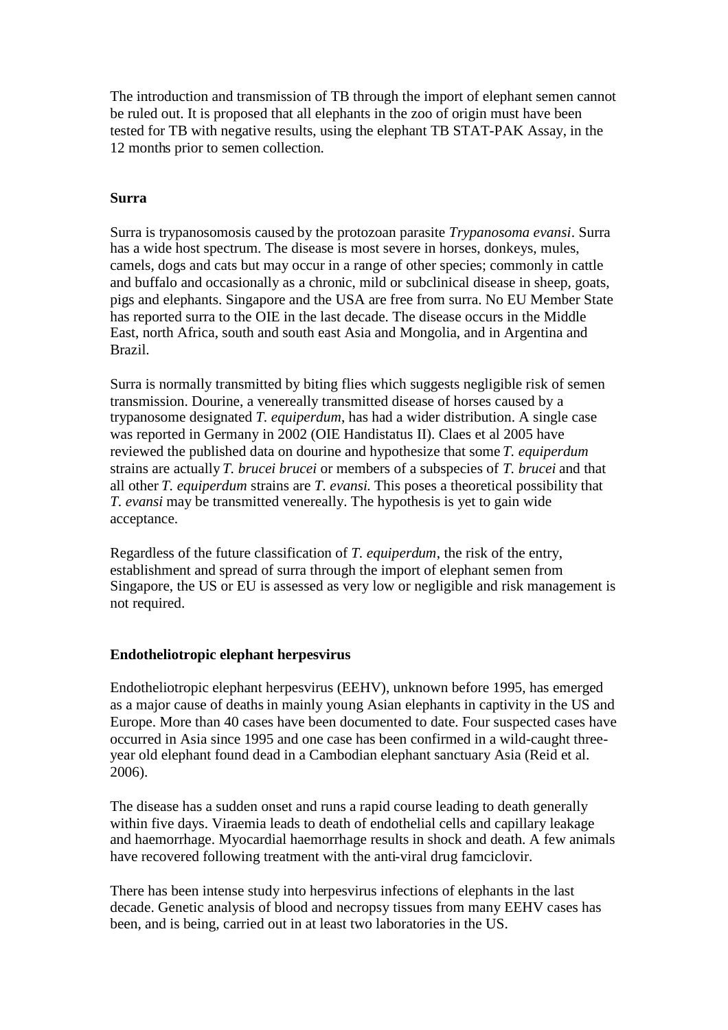The introduction and transmission of TB through the import of elephant semen cannot be ruled out. It is proposed that all elephants in the zoo of origin must have been tested for TB with negative results, using the elephant TB STAT-PAK Assay, in the 12 months prior to semen collection.

**Surra**

Surra is trypanosomosis caused by the protozoan parasite *Trypanosoma evansi*. Surra has a wide host spectrum. The disease is most severe in horses, donkeys, mules, camels, dogs and cats but may occur in a range of other species; commonly in cattle and buffalo and occasionally as a chronic, mild or subclinical disease in sheep, goats, pigs and elephants. Singapore and the USA are free from surra. No EU Member State has reported surra to the OIE in the last decade. The disease occurs in the Middle East, north Africa, south and south east Asia and Mongolia, and in Argentina and Brazil.

Surra is normally transmitted by biting flies which suggests negligible risk of semen transmission. Dourine, a venereally transmitted disease of horses caused by a trypanosome designated *T. equiperdum*, has had a wider distribution. A single case was reported in Germany in 2002 (OIE Handistatus II). Claes et al 2005 have reviewed the published data on dourine and hypothesize that some *T. equiperdum* strains are actually *T. brucei brucei* or members of a subspecies of *T. brucei* and that all other *T. equiperdum* strains are *T. evansi.* This poses a theoretical possibility that *T. evansi* may be transmitted venereally. The hypothesis is yet to gain wide acceptance.

Regardless of the future classification of *T. equiperdum*, the risk of the entry, establishment and spread of surra through the import of elephant semen from Singapore, the US or EU is assessed as very low or negligible and risk management is not required.

**Endotheliotropic elephant herpesvirus**

Endotheliotropic elephant herpesvirus (EEHV), unknown before 1995, has emerged as a major cause of deaths in mainly young Asian elephants in captivity in the US and Europe. More than 40 cases have been documented to date. Four suspected cases have occurred in Asia since 1995 and one case has been confirmed in a wild-caught three-year old elephant found dead in a Cambodian elephant sanctuary Asia (Reid et al. 2006).

The disease has a sudden onset and runs a rapid course leading to death generally within five days. Viraemia leads to death of endothelial cells and capillary leakage and haemorrhage. Myocardial haemorrhage results in shock and death. A few animals have recovered following treatment with the anti-viral drug famciclovir.

There has been intense study into herpesvirus infections of elephants in the last decade. Genetic analysis of blood and necropsy tissues from many EEHV cases has been, and is being, carried out in at least two laboratories in the US.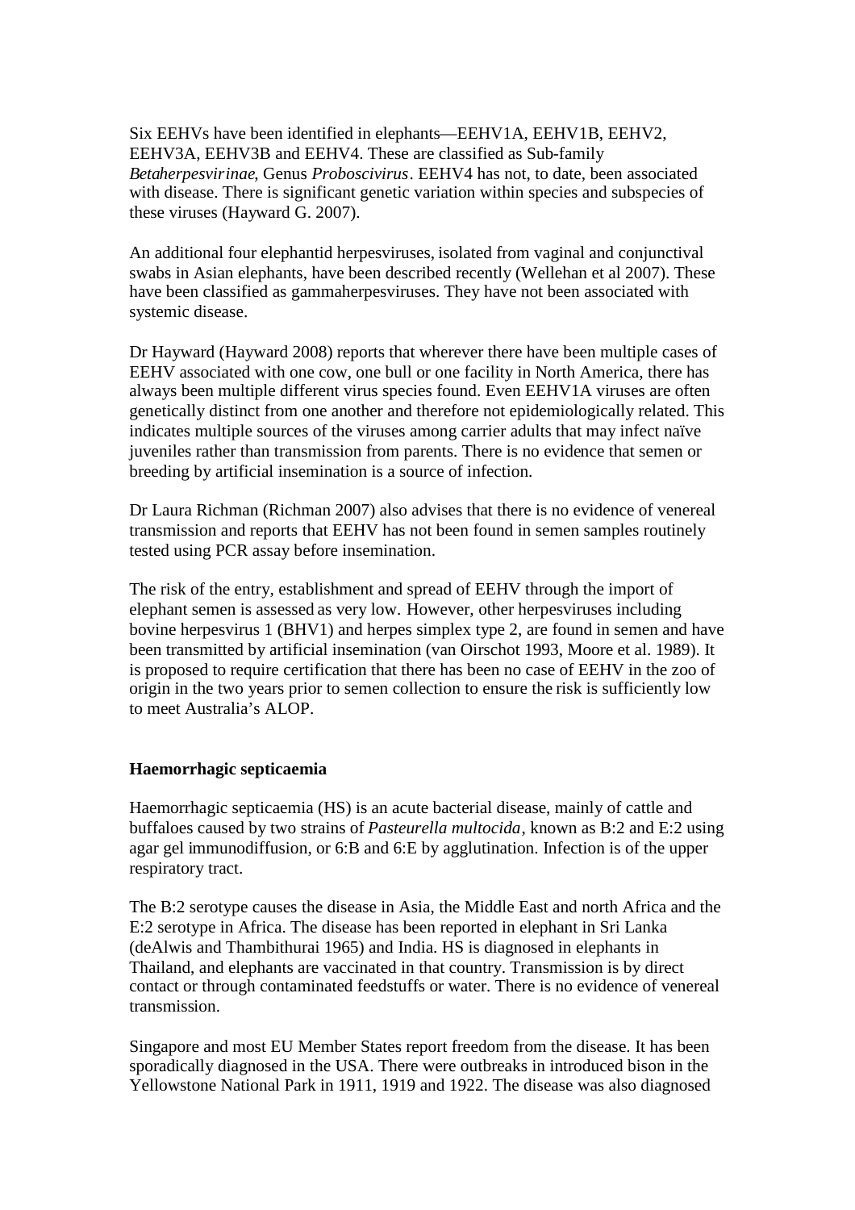Six EEHVs have been identified in elephants—EEHV1A, EEHV1B, EEHV2, EEHV3A, EEHV3B and EEHV4. These are classified as Sub-family *Betaherpesvirinae*, Genus *Proboscivirus*. EEHV4 has not, to date, been associated with disease. There is significant genetic variation within species and subspecies of these viruses (Hayward G. 2007).

An additional four elephantid herpesviruses, isolated from vaginal and conjunctival swabs in Asian elephants, have been described recently (Wellehan et al 2007). These have been classified as gammaherpesviruses. They have not been associated with systemic disease.

Dr Hayward (Hayward 2008) reports that wherever there have been multiple cases of EEHV associated with one cow, one bull or one facility in North America, there has always been multiple different virus species found. Even EEHV1A viruses are often genetically distinct from one another and therefore not epidemiologically related. This indicates multiple sources of the viruses among carrier adults that may infect naïve juveniles rather than transmission from parents. There is no evidence that semen or breeding by artificial insemination is a source of infection.

Dr Laura Richman (Richman 2007) also advises that there is no evidence of venereal transmission and reports that EEHV has not been found in semen samples routinely tested using PCR assay before insemination.

The risk of the entry, establishment and spread of EEHV through the import of elephant semen is assessed as very low. However, other herpesviruses including bovine herpesvirus 1 (BHV1) and herpes simplex type 2, are found in semen and have been transmitted by artificial insemination (van Oirschot 1993, Moore et al. 1989). It is proposed to require certification that there has been no case of EEHV in the zoo of origin in the two years prior to semen collection to ensure the risk is sufficiently low to meet Australia's ALOP.

**Haemorrhagic septicaemia**

Haemorrhagic septicaemia (HS) is an acute bacterial disease, mainly of cattle and buffaloes caused by two strains of *Pasteurella multocida*, known as B:2 and E:2 using agar gel immunodiffusion, or 6:B and 6:E by agglutination. Infection is of the upper respiratory tract.

The B:2 serotype causes the disease in Asia, the Middle East and north Africa and the E:2 serotype in Africa. The disease has been reported in elephant in Sri Lanka (deAlwis and Thambithurai 1965) and India. HS is diagnosed in elephants in Thailand, and elephants are vaccinated in that country. Transmission is by direct contact or through contaminated feedstuffs or water. There is no evidence of venereal transmission.

Singapore and most EU Member States report freedom from the disease. It has been sporadically diagnosed in the USA. There were outbreaks in introduced bison in the Yellowstone National Park in 1911, 1919 and 1922. The disease was also diagnosed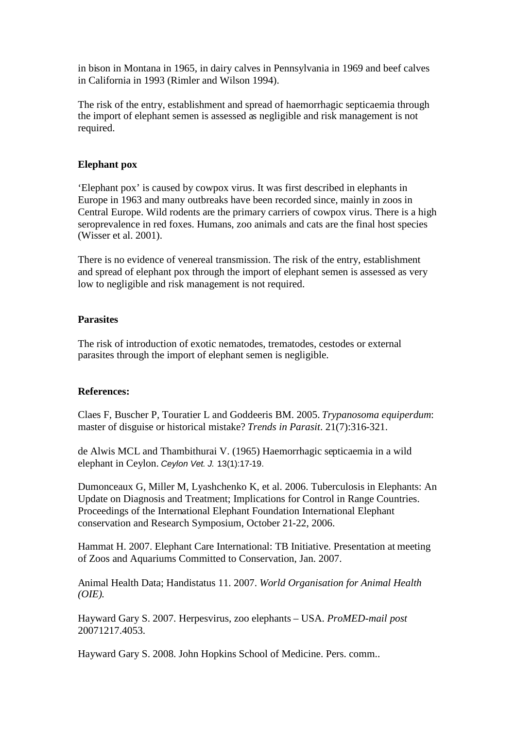in bison in Montana in 1965, in dairy calves in Pennsylvania in 1969 and beef calves in California in 1993 (Rimler and Wilson 1994).

The risk of the entry, establishment and spread of haemorrhagic septicaemia through the import of elephant semen is assessed as negligible and risk management is not required.

**Elephant pox**

'Elephant pox' is caused by cowpox virus. It was first described in elephants in Europe in 1963 and many outbreaks have been recorded since, mainly in zoos in Central Europe. Wild rodents are the primary carriers of cowpox virus. There is a high seroprevalence in red foxes. Humans, zoo animals and cats are the final host species (Wisser et al. 2001).

There is no evidence of venereal transmission. The risk of the entry, establishment and spread of elephant pox through the import of elephant semen is assessed as very low to negligible and risk management is not required.

**Parasites**

The risk of introduction of exotic nematodes, trematodes, cestodes or external parasites through the import of elephant semen is negligible.

**References:**

Claes F, Buscher P, Touratier L and Goddeeris BM. 2005. *Trypanosoma equiperdum*: master of disguise or historical mistake? *Trends in Parasit*. 21(7):316-321.

de Alwis MCL and Thambithurai V. (1965) Haemorrhagic septicaemia in a wild elephant in Ceylon. *Ceylon Vet. J.* 13(1):17-19.

Dumonceaux G, Miller M, Lyashchenko K, et al. 2006. Tuberculosis in Elephants: An Update on Diagnosis and Treatment; Implications for Control in Range Countries. Proceedings of the International Elephant Foundation International Elephant conservation and Research Symposium, October 21-22, 2006.

Hammat H. 2007. Elephant Care International: TB Initiative. Presentation at meeting of Zoos and Aquariums Committed to Conservation, Jan. 2007.

Animal Health Data; Handistatus 11. 2007. *World Organisation for Animal Health (OIE).*

Hayward Gary S. 2007. Herpesvirus, zoo elephants – USA. *ProMED-mail post* 20071217.4053.

Hayward Gary S. 2008. John Hopkins School of Medicine. Pers. comm..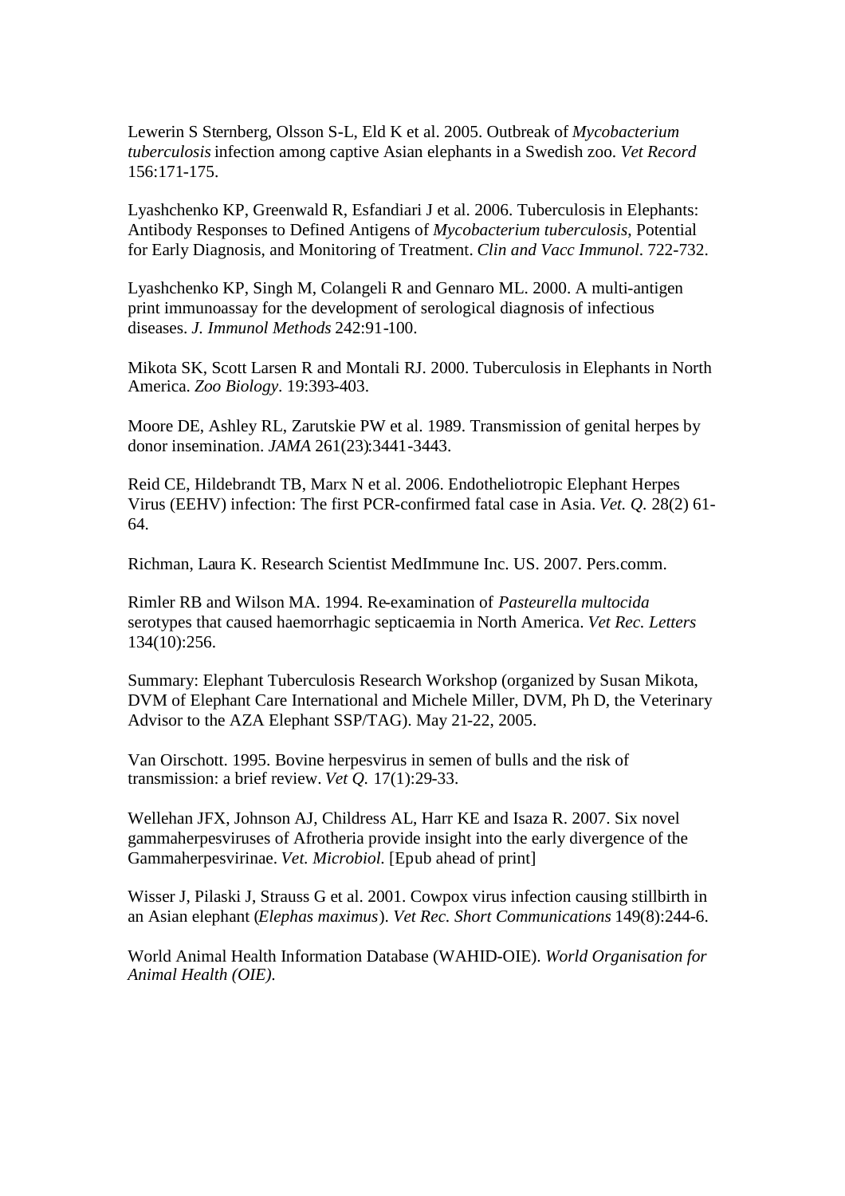Lewerin S Sternberg, Olsson S-L, Eld K et al. 2005. Outbreak of *Mycobacterium tuberculosis* infection among captive Asian elephants in a Swedish zoo. *Vet Record* 156:171-175.

Lyashchenko KP, Greenwald R, Esfandiari J et al. 2006. Tuberculosis in Elephants: Antibody Responses to Defined Antigens of *Mycobacterium tuberculosis*, Potential for Early Diagnosis, and Monitoring of Treatment. *Clin and Vacc Immunol*. 722-732.

Lyashchenko KP, Singh M, Colangeli R and Gennaro ML. 2000. A multi-antigen print immunoassay for the development of serological diagnosis of infectious diseases. *J. Immunol Methods* 242:91-100.

Mikota SK, Scott Larsen R and Montali RJ. 2000. Tuberculosis in Elephants in North America. *Zoo Biology*. 19:393-403.

Moore DE, Ashley RL, Zarutskie PW et al. 1989. Transmission of genital herpes by donor insemination. *JAMA* 261(23):3441-3443.

Reid CE, Hildebrandt TB, Marx N et al. 2006. Endotheliotropic Elephant Herpes Virus (EEHV) infection: The first PCR-confirmed fatal case in Asia. *Vet. Q*. 28(2) 61-64.

Richman, Laura K. Research Scientist MedImmune Inc. US. 2007. Pers.comm.

Rimler RB and Wilson MA. 1994. Re-examination of *Pasteurella multocida* serotypes that caused haemorrhagic septicaemia in North America. *Vet Rec. Letters* 134(10):256.

Summary: Elephant Tuberculosis Research Workshop (organized by Susan Mikota, DVM of Elephant Care International and Michele Miller, DVM, Ph D, the Veterinary Advisor to the AZA Elephant SSP/TAG). May 21-22, 2005.

Van Oirschott. 1995. Bovine herpesvirus in semen of bulls and the risk of transmission: a brief review. *Vet Q.* 17(1):29-33.

Wellehan JFX, Johnson AJ, Childress AL, Harr KE and Isaza R. 2007. Six novel gammaherpesviruses of Afrotheria provide insight into the early divergence of the Gammaherpesvirinae. *Vet. Microbiol.* [Epub ahead of print]

Wisser J, Pilaski J, Strauss G et al. 2001. Cowpox virus infection causing stillbirth in an Asian elephant (*Elephas maximus*). *Vet Rec. Short Communications* 149(8):244-6.

World Animal Health Information Database (WAHID-OIE). *World Organisation for Animal Health (OIE).*